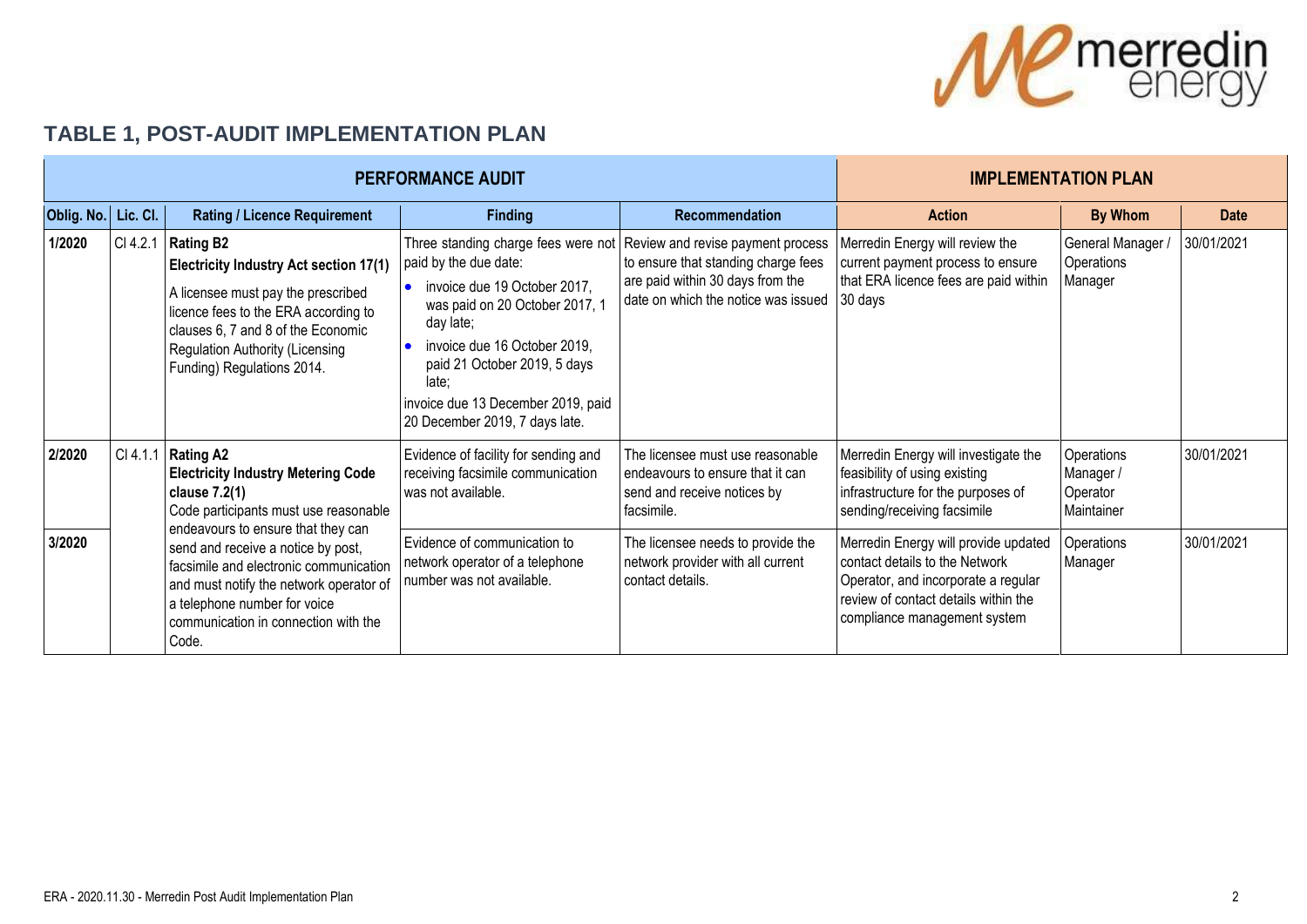## TABLE 1, POST-AUDIT IMPLEMENTATION PLAN

| PERFORMANCE AUDIT | | | | | IMPLEMENTATION PLAN | | |
|---|---|---|---|---|---|---|---|
| **Oblig. No.** | **Lic. Cl.** | **Rating / Licence Requirement** | **Finding** | **Recommendation** | **Action** | **By Whom** | **Date** |
| **1/2020** | Cl 4.2.1 | **Rating B2** **Electricity Industry Act section 17(1)** A licensee must pay the prescribed licence fees to the ERA according to clauses 6, 7 and 8 of the Economic Regulation Authority (Licensing Funding) Regulations 2014. | Three standing charge fees were not paid by the due date: • invoice due 19 October 2017, was paid on 20 October 2017, 1 day late; • invoice due 16 October 2019, paid 21 October 2019, 5 days late; invoice due 13 December 2019, paid 20 December 2019, 7 days late. | Review and revise payment process to ensure that standing charge fees are paid within 30 days from the date on which the notice was issued | Merredin Energy will review the current payment process to ensure that ERA licence fees are paid within 30 days | General Manager / Operations Manager | 30/01/2021 |
| **2/2020** | Cl 4.1.1 | **Rating A2** **Electricity Industry Metering Code clause 7.2(1)** Code participants must use reasonable endeavours to ensure that they can send and receive a notice by post, facsimile and electronic communication and must notify the network operator of a telephone number for voice communication in connection with the Code. | Evidence of facility for sending and receiving facsimile communication was not available. | The licensee must use reasonable endeavours to ensure that it can send and receive notices by facsimile. | Merredin Energy will investigate the feasibility of using existing infrastructure for the purposes of sending/receiving facsimile | Operations Manager / Operator Maintainer | 30/01/2021 |
| **3/2020** | | | Evidence of communication to network operator of a telephone number was not available. | The licensee needs to provide the network provider with all current contact details. | Merredin Energy will provide updated contact details to the Network Operator, and incorporate a regular review of contact details within the compliance management system | Operations Manager | 30/01/2021 |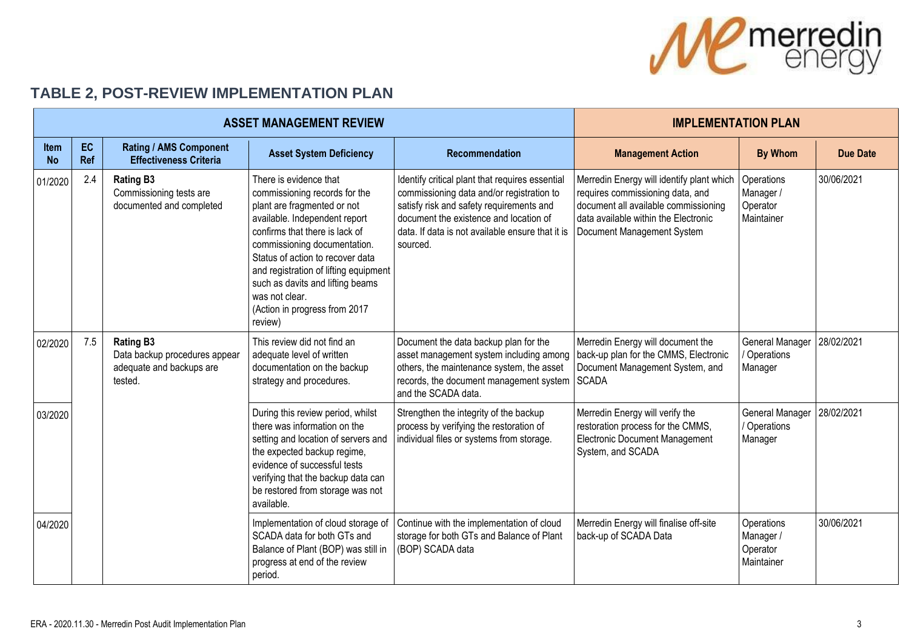## TABLE 2, POST-REVIEW IMPLEMENTATION PLAN

| ASSET MANAGEMENT REVIEW | | | | | IMPLEMENTATION PLAN | | |
|---|---|---|---|---|---|---|---|
| **Item No** | **EC Ref** | **Rating / AMS Component Effectiveness Criteria** | **Asset System Deficiency** | **Recommendation** | **Management Action** | **By Whom** | **Due Date** |
| 01/2020 | 2.4 | **Rating B3** Commissioning tests are documented and completed | There is evidence that commissioning records for the plant are fragmented or not available. Independent report confirms that there is lack of commissioning documentation. Status of action to recover data and registration of lifting equipment such as davits and lifting beams was not clear. (Action in progress from 2017 review) | Identify critical plant that requires essential commissioning data and/or registration to satisfy risk and safety requirements and document the existence and location of data. If data is not available ensure that it is sourced. | Merredin Energy will identify plant which requires commissioning data, and document all available commissioning data available within the Electronic Document Management System | Operations Manager / Operator Maintainer | 30/06/2021 |
| 02/2020 | 7.5 | **Rating B3** Data backup procedures appear adequate and backups are tested. | This review did not find an adequate level of written documentation on the backup strategy and procedures. | Document the data backup plan for the asset management system including among others, the maintenance system, the asset records, the document management system and the SCADA data. | Merredin Energy will document the back-up plan for the CMMS, Electronic Document Management System, and SCADA | General Manager / Operations Manager | 28/02/2021 |
| 03/2020 | | | During this review period, whilst there was information on the setting and location of servers and the expected backup regime, evidence of successful tests verifying that the backup data can be restored from storage was not available. | Strengthen the integrity of the backup process by verifying the restoration of individual files or systems from storage. | Merredin Energy will verify the restoration process for the CMMS, Electronic Document Management System, and SCADA | General Manager / Operations Manager | 28/02/2021 |
| 04/2020 | | | Implementation of cloud storage of SCADA data for both GTs and Balance of Plant (BOP) SCADA data was still in progress at end of the review period. | Continue with the implementation of cloud storage for both GTs and Balance of Plant (BOP) SCADA data | Merredin Energy will finalise off-site back-up of SCADA Data | Operations Manager / Operator Maintainer | 30/06/2021 |